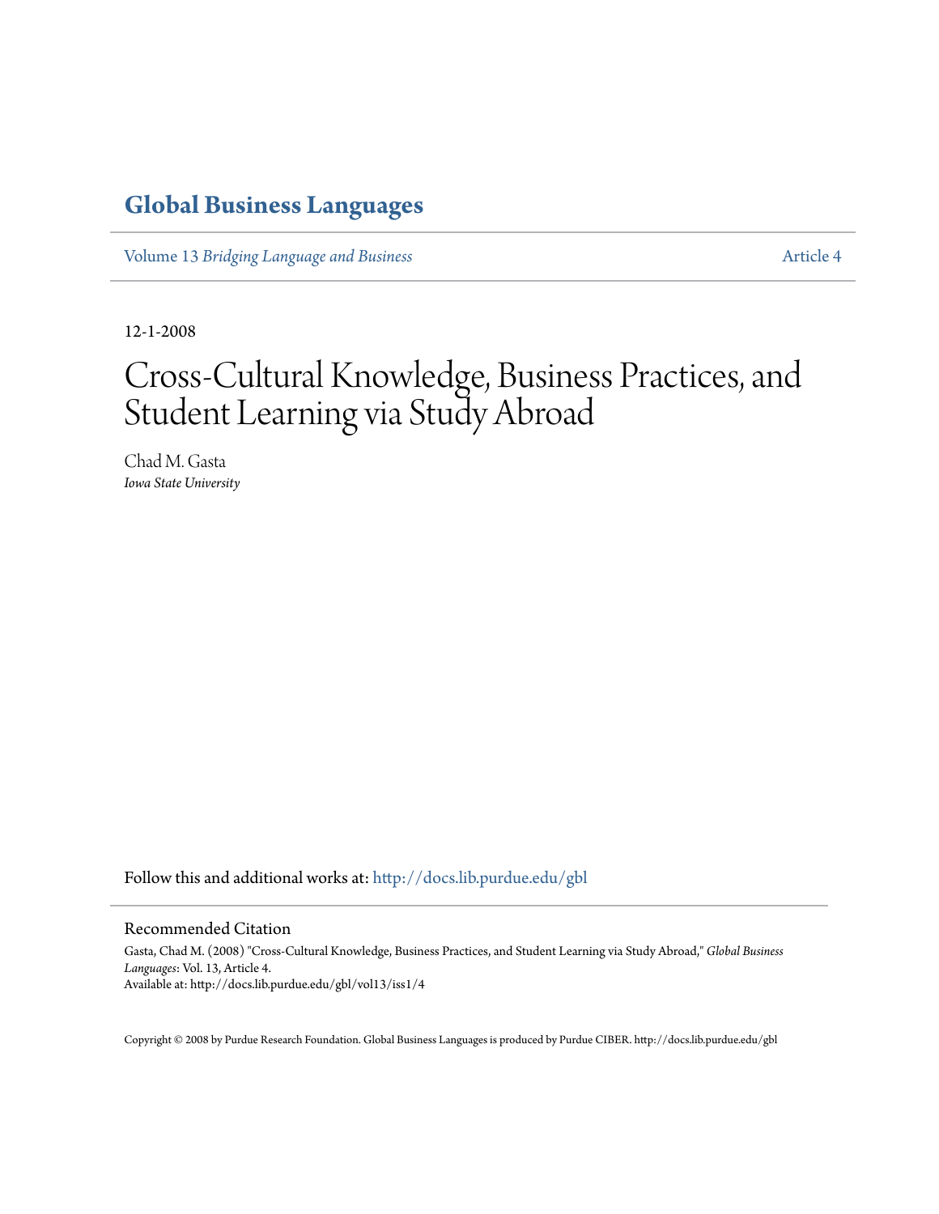# Global Business Languages

Volume 13 *Bridging Language and Business* — Article 4

12-1-2008

# Cross-Cultural Knowledge, Business Practices, and Student Learning via Study Abroad

Chad M. Gasta
*Iowa State University*

Follow this and additional works at: http://docs.lib.purdue.edu/gbl

## Recommended Citation

Gasta, Chad M. (2008) "Cross-Cultural Knowledge, Business Practices, and Student Learning via Study Abroad," *Global Business Languages*: Vol. 13, Article 4.
Available at: http://docs.lib.purdue.edu/gbl/vol13/iss1/4

Copyright © 2008 by Purdue Research Foundation. Global Business Languages is produced by Purdue CIBER. http://docs.lib.purdue.edu/gbl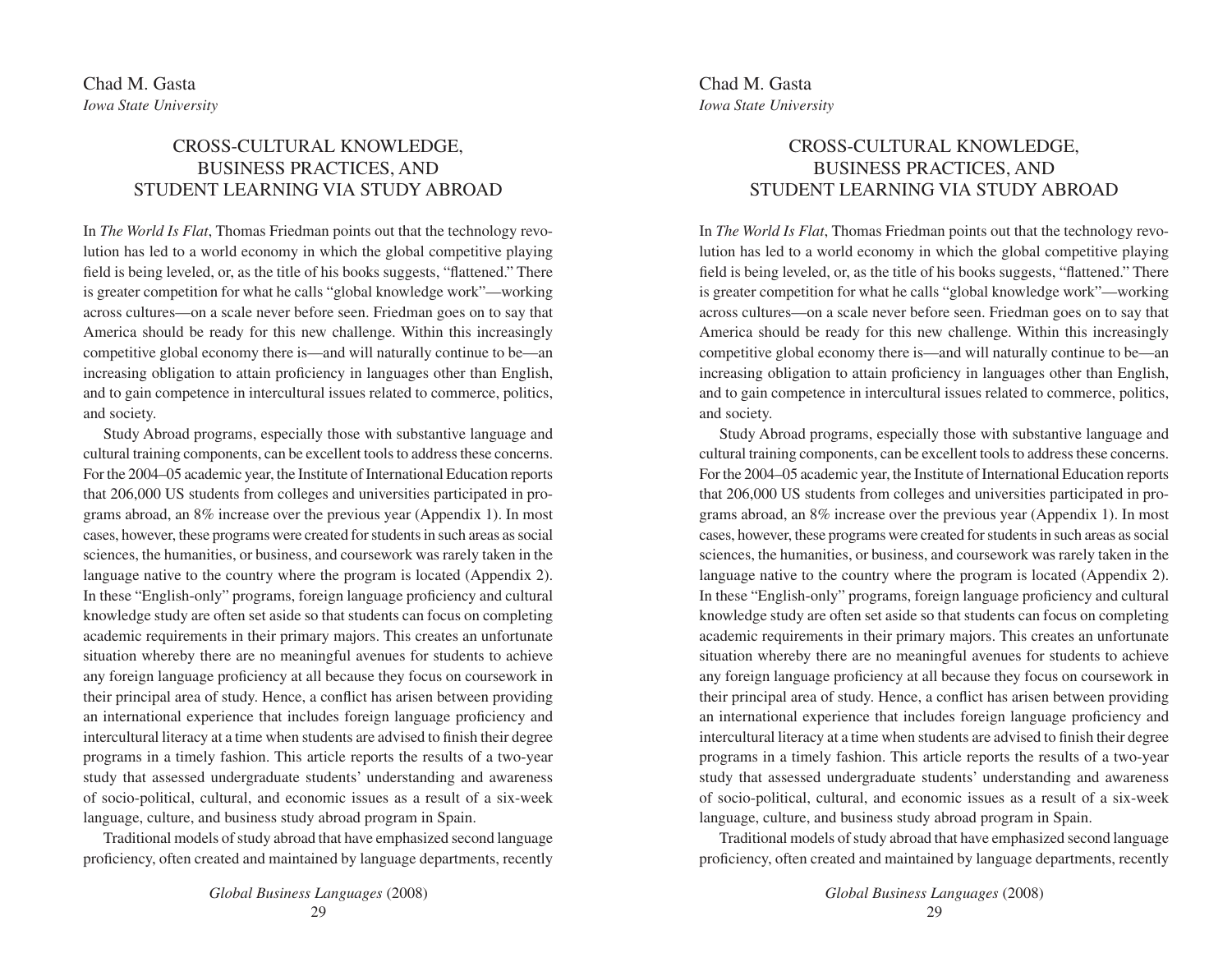Chad M. Gasta
*Iowa State University*

# CROSS-CULTURAL KNOWLEDGE, BUSINESS PRACTICES, AND STUDENT LEARNING VIA STUDY ABROAD

In *The World Is Flat*, Thomas Friedman points out that the technology revolution has led to a world economy in which the global competitive playing field is being leveled, or, as the title of his books suggests, "flattened." There is greater competition for what he calls "global knowledge work"—working across cultures—on a scale never before seen. Friedman goes on to say that America should be ready for this new challenge. Within this increasingly competitive global economy there is—and will naturally continue to be—an increasing obligation to attain proficiency in languages other than English, and to gain competence in intercultural issues related to commerce, politics, and society.

Study Abroad programs, especially those with substantive language and cultural training components, can be excellent tools to address these concerns. For the 2004–05 academic year, the Institute of International Education reports that 206,000 US students from colleges and universities participated in programs abroad, an 8% increase over the previous year (Appendix 1). In most cases, however, these programs were created for students in such areas as social sciences, the humanities, or business, and coursework was rarely taken in the language native to the country where the program is located (Appendix 2). In these "English-only" programs, foreign language proficiency and cultural knowledge study are often set aside so that students can focus on completing academic requirements in their primary majors. This creates an unfortunate situation whereby there are no meaningful avenues for students to achieve any foreign language proficiency at all because they focus on coursework in their principal area of study. Hence, a conflict has arisen between providing an international experience that includes foreign language proficiency and intercultural literacy at a time when students are advised to finish their degree programs in a timely fashion. This article reports the results of a two-year study that assessed undergraduate students' understanding and awareness of socio-political, cultural, and economic issues as a result of a six-week language, culture, and business study abroad program in Spain.

Traditional models of study abroad that have emphasized second language proficiency, often created and maintained by language departments, recently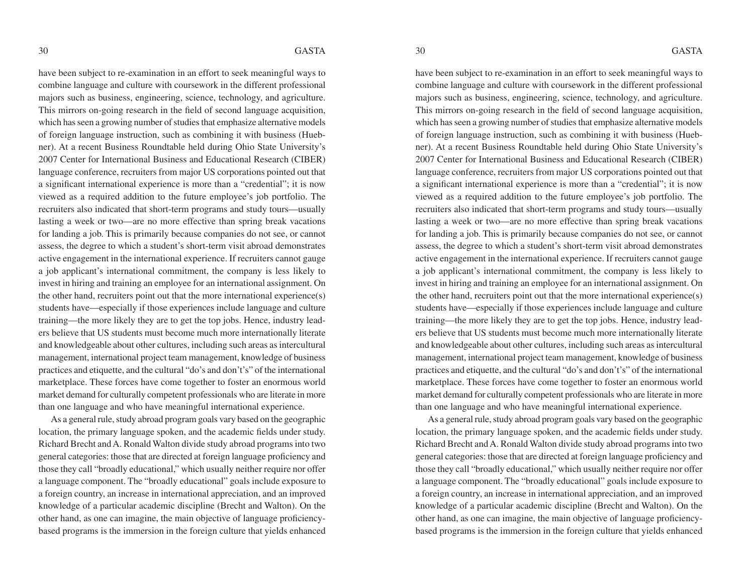have been subject to re-examination in an effort to seek meaningful ways to combine language and culture with coursework in the different professional majors such as business, engineering, science, technology, and agriculture. This mirrors on-going research in the field of second language acquisition, which has seen a growing number of studies that emphasize alternative models of foreign language instruction, such as combining it with business (Huebner). At a recent Business Roundtable held during Ohio State University's 2007 Center for International Business and Educational Research (CIBER) language conference, recruiters from major US corporations pointed out that a significant international experience is more than a "credential"; it is now viewed as a required addition to the future employee's job portfolio. The recruiters also indicated that short-term programs and study tours—usually lasting a week or two—are no more effective than spring break vacations for landing a job. This is primarily because companies do not see, or cannot assess, the degree to which a student's short-term visit abroad demonstrates active engagement in the international experience. If recruiters cannot gauge a job applicant's international commitment, the company is less likely to invest in hiring and training an employee for an international assignment. On the other hand, recruiters point out that the more international experience(s) students have—especially if those experiences include language and culture training—the more likely they are to get the top jobs. Hence, industry leaders believe that US students must become much more internationally literate and knowledgeable about other cultures, including such areas as intercultural management, international project team management, knowledge of business practices and etiquette, and the cultural "do's and don't's" of the international marketplace. These forces have come together to foster an enormous world market demand for culturally competent professionals who are literate in more than one language and who have meaningful international experience.

As a general rule, study abroad program goals vary based on the geographic location, the primary language spoken, and the academic fields under study. Richard Brecht and A. Ronald Walton divide study abroad programs into two general categories: those that are directed at foreign language proficiency and those they call "broadly educational," which usually neither require nor offer a language component. The "broadly educational" goals include exposure to a foreign country, an increase in international appreciation, and an improved knowledge of a particular academic discipline (Brecht and Walton). On the other hand, as one can imagine, the main objective of language proficiency-based programs is the immersion in the foreign culture that yields enhanced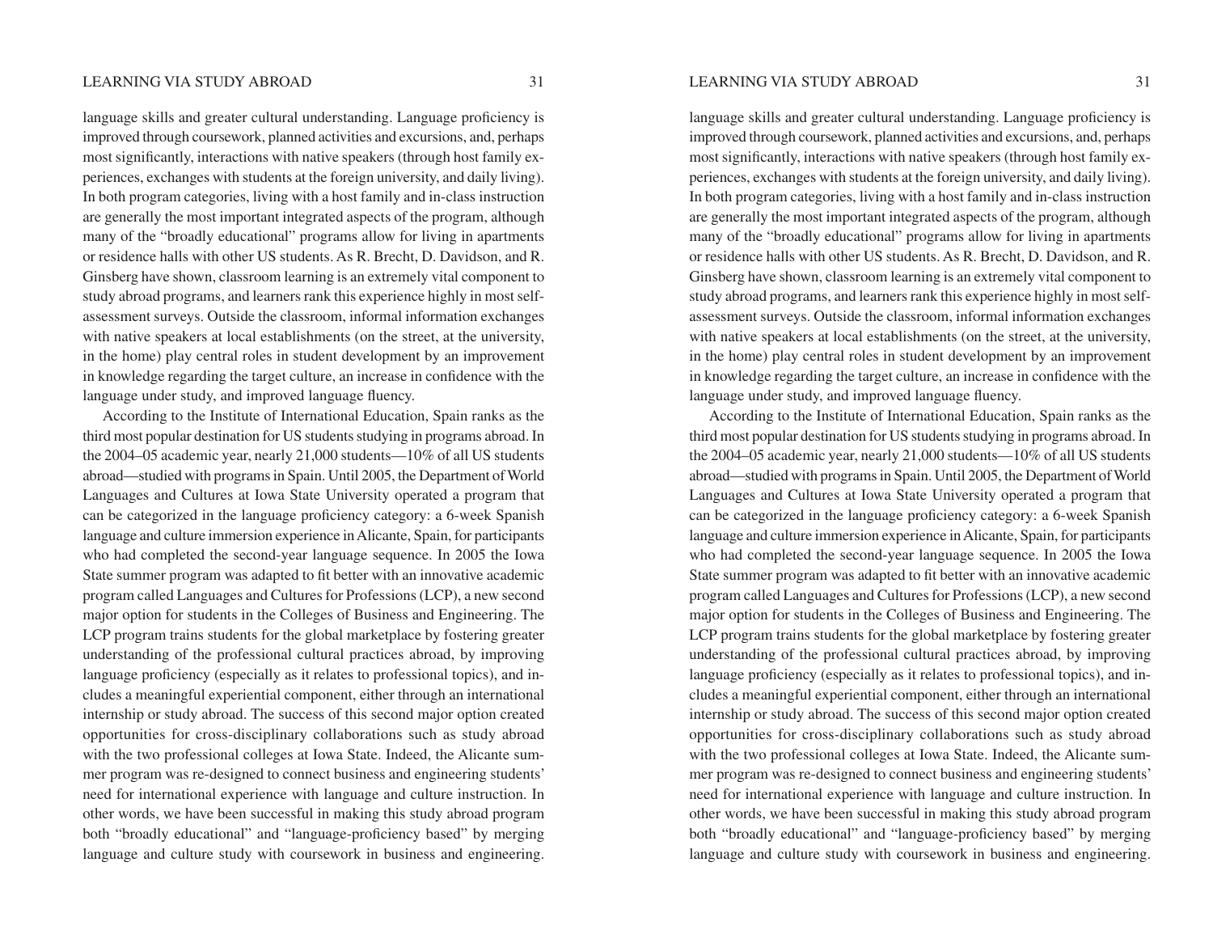language skills and greater cultural understanding. Language proficiency is improved through coursework, planned activities and excursions, and, perhaps most significantly, interactions with native speakers (through host family experiences, exchanges with students at the foreign university, and daily living). In both program categories, living with a host family and in-class instruction are generally the most important integrated aspects of the program, although many of the "broadly educational" programs allow for living in apartments or residence halls with other US students. As R. Brecht, D. Davidson, and R. Ginsberg have shown, classroom learning is an extremely vital component to study abroad programs, and learners rank this experience highly in most self-assessment surveys. Outside the classroom, informal information exchanges with native speakers at local establishments (on the street, at the university, in the home) play central roles in student development by an improvement in knowledge regarding the target culture, an increase in confidence with the language under study, and improved language fluency.

According to the Institute of International Education, Spain ranks as the third most popular destination for US students studying in programs abroad. In the 2004–05 academic year, nearly 21,000 students—10% of all US students abroad—studied with programs in Spain. Until 2005, the Department of World Languages and Cultures at Iowa State University operated a program that can be categorized in the language proficiency category: a 6-week Spanish language and culture immersion experience in Alicante, Spain, for participants who had completed the second-year language sequence. In 2005 the Iowa State summer program was adapted to fit better with an innovative academic program called Languages and Cultures for Professions (LCP), a new second major option for students in the Colleges of Business and Engineering. The LCP program trains students for the global marketplace by fostering greater understanding of the professional cultural practices abroad, by improving language proficiency (especially as it relates to professional topics), and includes a meaningful experiential component, either through an international internship or study abroad. The success of this second major option created opportunities for cross-disciplinary collaborations such as study abroad with the two professional colleges at Iowa State. Indeed, the Alicante summer program was re-designed to connect business and engineering students' need for international experience with language and culture instruction. In other words, we have been successful in making this study abroad program both "broadly educational" and "language-proficiency based" by merging language and culture study with coursework in business and engineering.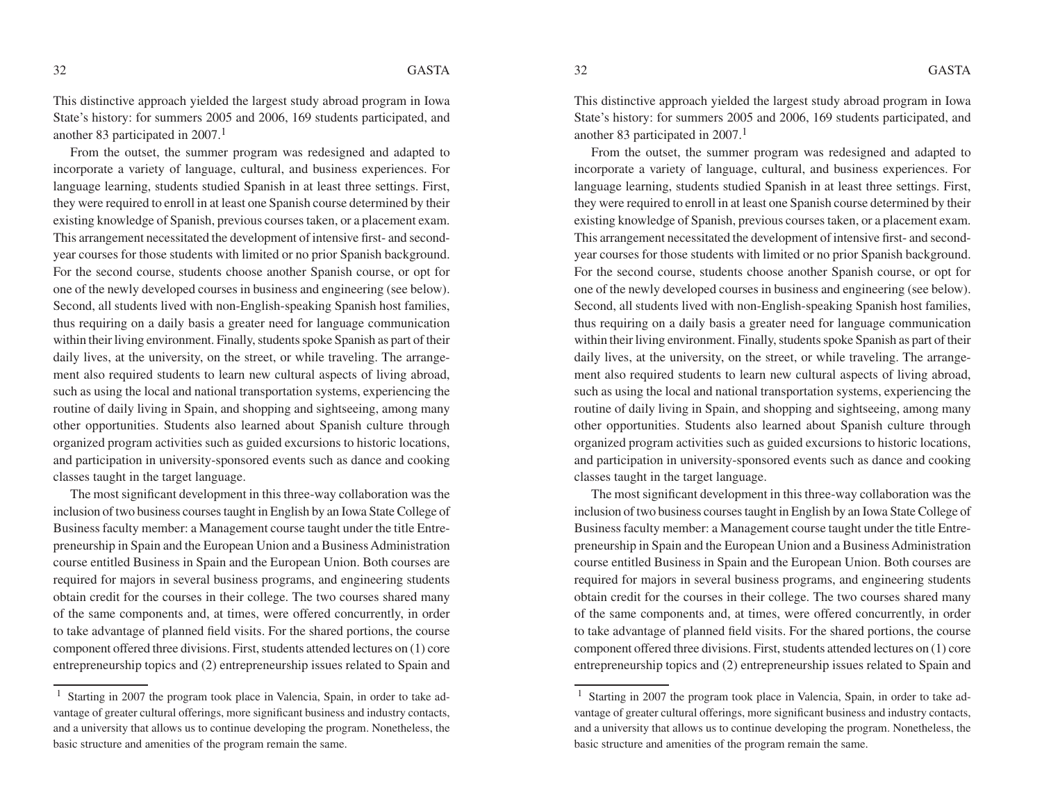This distinctive approach yielded the largest study abroad program in Iowa State's history: for summers 2005 and 2006, 169 students participated, and another 83 participated in 2007.[1]

From the outset, the summer program was redesigned and adapted to incorporate a variety of language, cultural, and business experiences. For language learning, students studied Spanish in at least three settings. First, they were required to enroll in at least one Spanish course determined by their existing knowledge of Spanish, previous courses taken, or a placement exam. This arrangement necessitated the development of intensive first- and second-year courses for those students with limited or no prior Spanish background. For the second course, students choose another Spanish course, or opt for one of the newly developed courses in business and engineering (see below). Second, all students lived with non-English-speaking Spanish host families, thus requiring on a daily basis a greater need for language communication within their living environment. Finally, students spoke Spanish as part of their daily lives, at the university, on the street, or while traveling. The arrangement also required students to learn new cultural aspects of living abroad, such as using the local and national transportation systems, experiencing the routine of daily living in Spain, and shopping and sightseeing, among many other opportunities. Students also learned about Spanish culture through organized program activities such as guided excursions to historic locations, and participation in university-sponsored events such as dance and cooking classes taught in the target language.

The most significant development in this three-way collaboration was the inclusion of two business courses taught in English by an Iowa State College of Business faculty member: a Management course taught under the title Entrepreneurship in Spain and the European Union and a Business Administration course entitled Business in Spain and the European Union. Both courses are required for majors in several business programs, and engineering students obtain credit for the courses in their college. The two courses shared many of the same components and, at times, were offered concurrently, in order to take advantage of planned field visits. For the shared portions, the course component offered three divisions. First, students attended lectures on (1) core entrepreneurship topics and (2) entrepreneurship issues related to Spain and

[1] Starting in 2007 the program took place in Valencia, Spain, in order to take advantage of greater cultural offerings, more significant business and industry contacts, and a university that allows us to continue developing the program. Nonetheless, the basic structure and amenities of the program remain the same.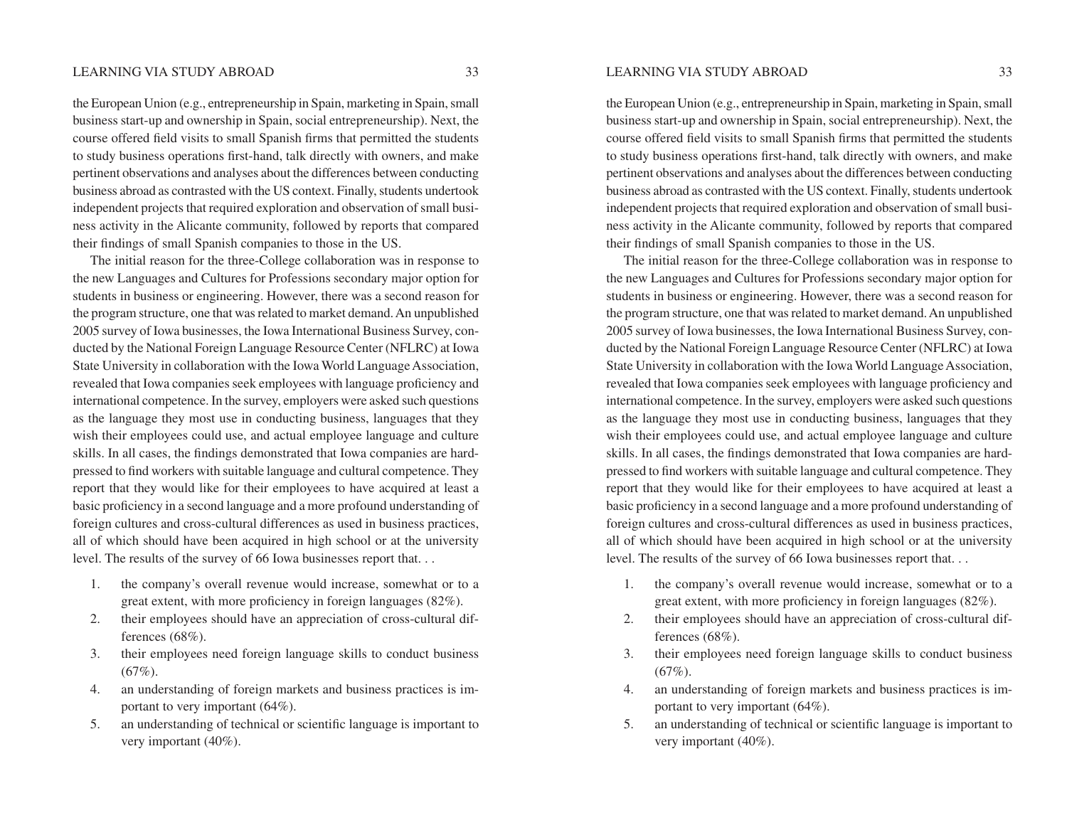the European Union (e.g., entrepreneurship in Spain, marketing in Spain, small business start-up and ownership in Spain, social entrepreneurship). Next, the course offered field visits to small Spanish firms that permitted the students to study business operations first-hand, talk directly with owners, and make pertinent observations and analyses about the differences between conducting business abroad as contrasted with the US context. Finally, students undertook independent projects that required exploration and observation of small business activity in the Alicante community, followed by reports that compared their findings of small Spanish companies to those in the US.

The initial reason for the three-College collaboration was in response to the new Languages and Cultures for Professions secondary major option for students in business or engineering. However, there was a second reason for the program structure, one that was related to market demand. An unpublished 2005 survey of Iowa businesses, the Iowa International Business Survey, conducted by the National Foreign Language Resource Center (NFLRC) at Iowa State University in collaboration with the Iowa World Language Association, revealed that Iowa companies seek employees with language proficiency and international competence. In the survey, employers were asked such questions as the language they most use in conducting business, languages that they wish their employees could use, and actual employee language and culture skills. In all cases, the findings demonstrated that Iowa companies are hard-pressed to find workers with suitable language and cultural competence. They report that they would like for their employees to have acquired at least a basic proficiency in a second language and a more profound understanding of foreign cultures and cross-cultural differences as used in business practices, all of which should have been acquired in high school or at the university level. The results of the survey of 66 Iowa businesses report that. . .

1. the company's overall revenue would increase, somewhat or to a great extent, with more proficiency in foreign languages (82%).
2. their employees should have an appreciation of cross-cultural differences (68%).
3. their employees need foreign language skills to conduct business (67%).
4. an understanding of foreign markets and business practices is important to very important (64%).
5. an understanding of technical or scientific language is important to very important (40%).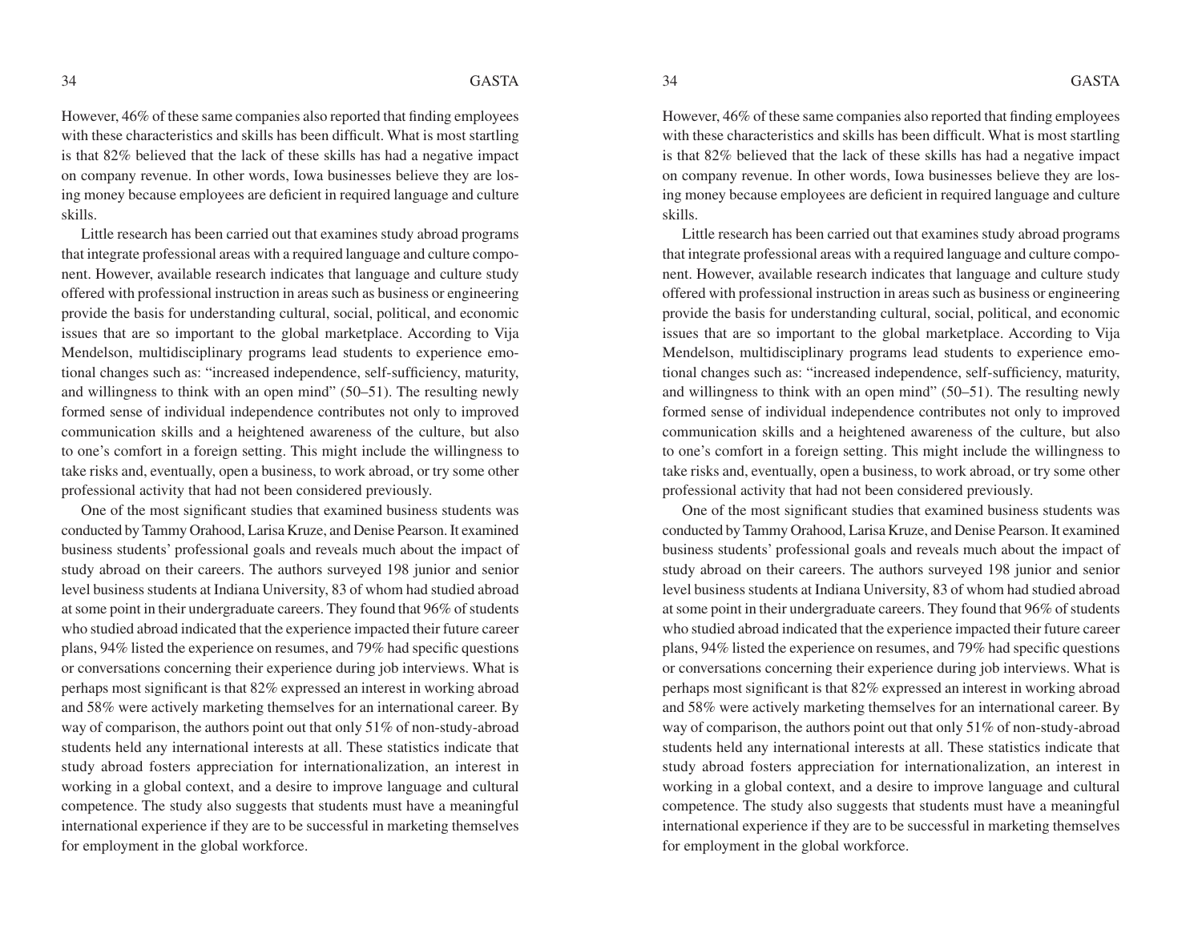However, 46% of these same companies also reported that finding employees with these characteristics and skills has been difficult. What is most startling is that 82% believed that the lack of these skills has had a negative impact on company revenue. In other words, Iowa businesses believe they are losing money because employees are deficient in required language and culture skills.

Little research has been carried out that examines study abroad programs that integrate professional areas with a required language and culture component. However, available research indicates that language and culture study offered with professional instruction in areas such as business or engineering provide the basis for understanding cultural, social, political, and economic issues that are so important to the global marketplace. According to Vija Mendelson, multidisciplinary programs lead students to experience emotional changes such as: "increased independence, self-sufficiency, maturity, and willingness to think with an open mind" (50–51). The resulting newly formed sense of individual independence contributes not only to improved communication skills and a heightened awareness of the culture, but also to one's comfort in a foreign setting. This might include the willingness to take risks and, eventually, open a business, to work abroad, or try some other professional activity that had not been considered previously.

One of the most significant studies that examined business students was conducted by Tammy Orahood, Larisa Kruze, and Denise Pearson. It examined business students' professional goals and reveals much about the impact of study abroad on their careers. The authors surveyed 198 junior and senior level business students at Indiana University, 83 of whom had studied abroad at some point in their undergraduate careers. They found that 96% of students who studied abroad indicated that the experience impacted their future career plans, 94% listed the experience on resumes, and 79% had specific questions or conversations concerning their experience during job interviews. What is perhaps most significant is that 82% expressed an interest in working abroad and 58% were actively marketing themselves for an international career. By way of comparison, the authors point out that only 51% of non-study-abroad students held any international interests at all. These statistics indicate that study abroad fosters appreciation for internationalization, an interest in working in a global context, and a desire to improve language and cultural competence. The study also suggests that students must have a meaningful international experience if they are to be successful in marketing themselves for employment in the global workforce.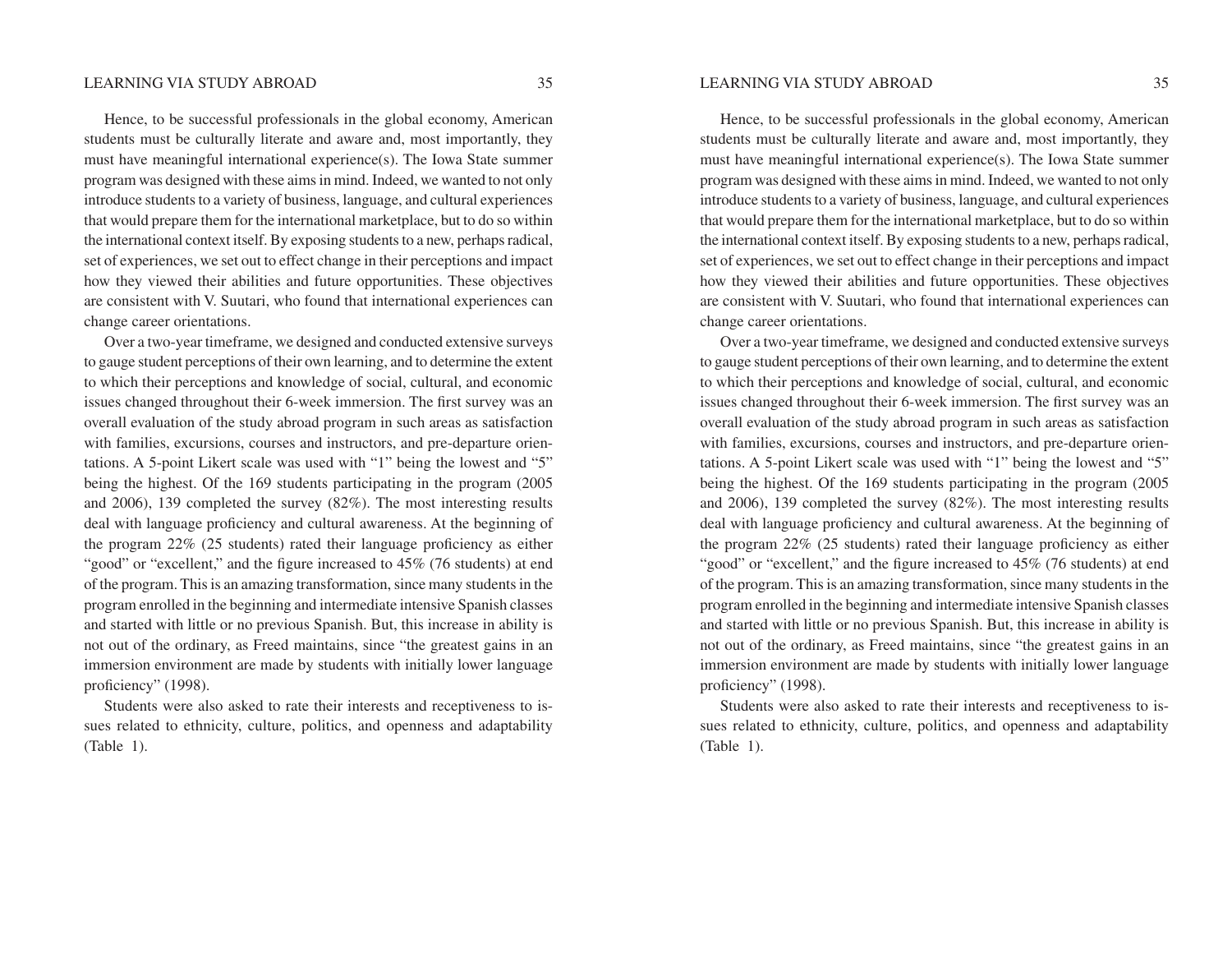Hence, to be successful professionals in the global economy, American students must be culturally literate and aware and, most importantly, they must have meaningful international experience(s). The Iowa State summer program was designed with these aims in mind. Indeed, we wanted to not only introduce students to a variety of business, language, and cultural experiences that would prepare them for the international marketplace, but to do so within the international context itself. By exposing students to a new, perhaps radical, set of experiences, we set out to effect change in their perceptions and impact how they viewed their abilities and future opportunities. These objectives are consistent with V. Suutari, who found that international experiences can change career orientations.

Over a two-year timeframe, we designed and conducted extensive surveys to gauge student perceptions of their own learning, and to determine the extent to which their perceptions and knowledge of social, cultural, and economic issues changed throughout their 6-week immersion. The first survey was an overall evaluation of the study abroad program in such areas as satisfaction with families, excursions, courses and instructors, and pre-departure orientations. A 5-point Likert scale was used with "1" being the lowest and "5" being the highest. Of the 169 students participating in the program (2005 and 2006), 139 completed the survey (82%). The most interesting results deal with language proficiency and cultural awareness. At the beginning of the program 22% (25 students) rated their language proficiency as either "good" or "excellent," and the figure increased to 45% (76 students) at end of the program. This is an amazing transformation, since many students in the program enrolled in the beginning and intermediate intensive Spanish classes and started with little or no previous Spanish. But, this increase in ability is not out of the ordinary, as Freed maintains, since "the greatest gains in an immersion environment are made by students with initially lower language proficiency" (1998).

Students were also asked to rate their interests and receptiveness to issues related to ethnicity, culture, politics, and openness and adaptability (Table 1).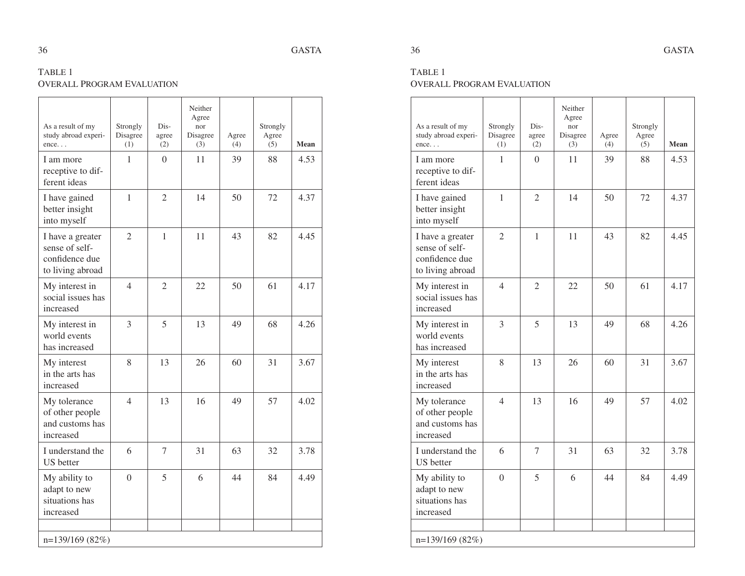TABLE 1
OVERALL PROGRAM EVALUATION

| As a result of my study abroad experience. . . | Strongly Disagree (1) | Disagree (2) | Neither Agree nor Disagree (3) | Agree (4) | Strongly Agree (5) | **Mean** |
|---|---|---|---|---|---|---|
| I am more receptive to different ideas | 1 | 0 | 11 | 39 | 88 | 4.53 |
| I have gained better insight into myself | 1 | 2 | 14 | 50 | 72 | 4.37 |
| I have a greater sense of self-confidence due to living abroad | 2 | 1 | 11 | 43 | 82 | 4.45 |
| My interest in social issues has increased | 4 | 2 | 22 | 50 | 61 | 4.17 |
| My interest in world events has increased | 3 | 5 | 13 | 49 | 68 | 4.26 |
| My interest in the arts has increased | 8 | 13 | 26 | 60 | 31 | 3.67 |
| My tolerance of other people and customs has increased | 4 | 13 | 16 | 49 | 57 | 4.02 |
| I understand the US better | 6 | 7 | 31 | 63 | 32 | 3.78 |
| My ability to adapt to new situations has increased | 0 | 5 | 6 | 44 | 84 | 4.49 |
| | | | | | | |
| n=139/169 (82%) | | | | | | |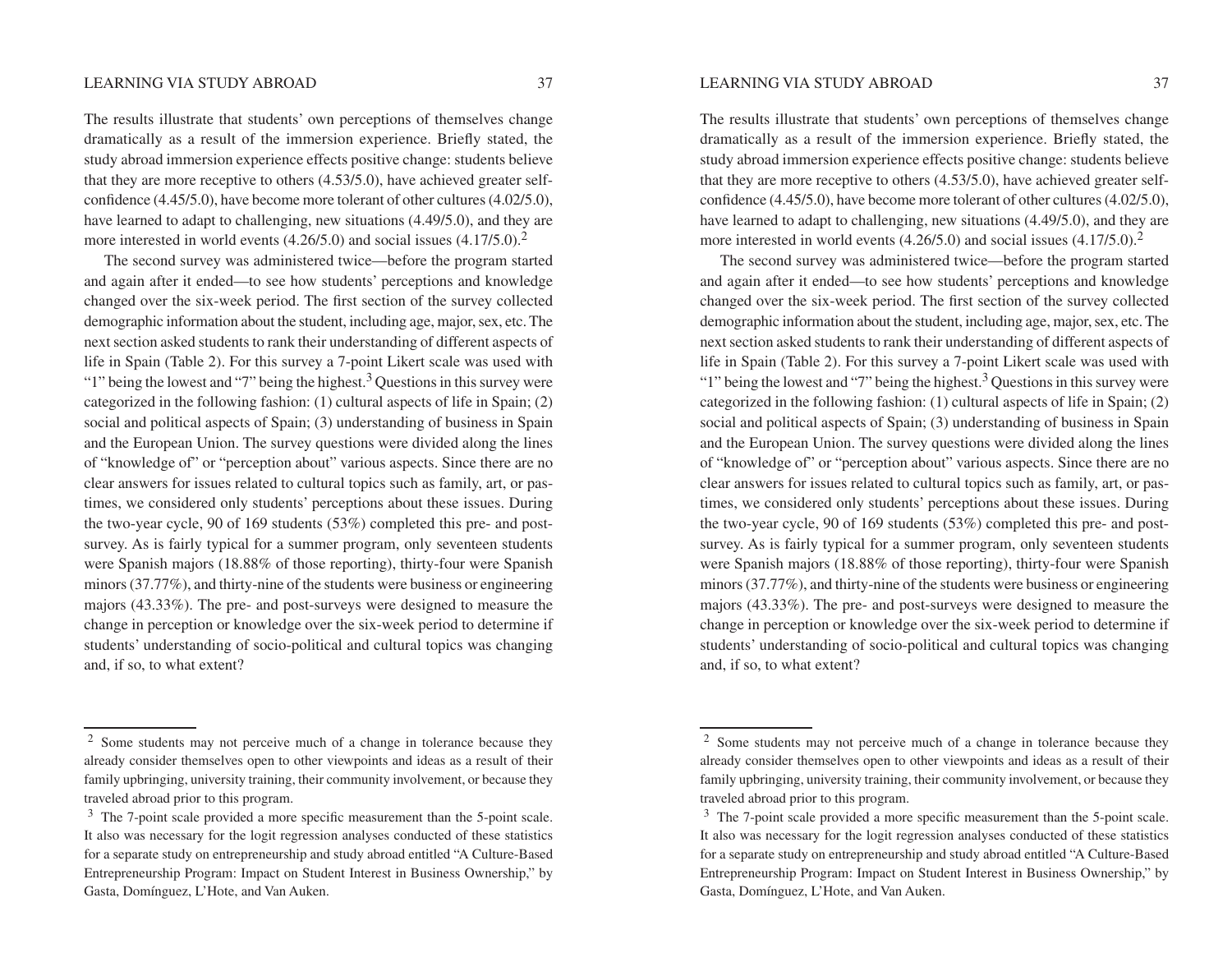The results illustrate that students' own perceptions of themselves change dramatically as a result of the immersion experience. Briefly stated, the study abroad immersion experience effects positive change: students believe that they are more receptive to others (4.53/5.0), have achieved greater self-confidence (4.45/5.0), have become more tolerant of other cultures (4.02/5.0), have learned to adapt to challenging, new situations (4.49/5.0), and they are more interested in world events (4.26/5.0) and social issues (4.17/5.0).[2]

The second survey was administered twice—before the program started and again after it ended—to see how students' perceptions and knowledge changed over the six-week period. The first section of the survey collected demographic information about the student, including age, major, sex, etc. The next section asked students to rank their understanding of different aspects of life in Spain (Table 2). For this survey a 7-point Likert scale was used with "1" being the lowest and "7" being the highest.[3] Questions in this survey were categorized in the following fashion: (1) cultural aspects of life in Spain; (2) social and political aspects of Spain; (3) understanding of business in Spain and the European Union. The survey questions were divided along the lines of "knowledge of" or "perception about" various aspects. Since there are no clear answers for issues related to cultural topics such as family, art, or pastimes, we considered only students' perceptions about these issues. During the two-year cycle, 90 of 169 students (53%) completed this pre- and post-survey. As is fairly typical for a summer program, only seventeen students were Spanish majors (18.88% of those reporting), thirty-four were Spanish minors (37.77%), and thirty-nine of the students were business or engineering majors (43.33%). The pre- and post-surveys were designed to measure the change in perception or knowledge over the six-week period to determine if students' understanding of socio-political and cultural topics was changing and, if so, to what extent?

---

[2] Some students may not perceive much of a change in tolerance because they already consider themselves open to other viewpoints and ideas as a result of their family upbringing, university training, their community involvement, or because they traveled abroad prior to this program.

[3] The 7-point scale provided a more specific measurement than the 5-point scale. It also was necessary for the logit regression analyses conducted of these statistics for a separate study on entrepreneurship and study abroad entitled "A Culture-Based Entrepreneurship Program: Impact on Student Interest in Business Ownership," by Gasta, Domínguez, L'Hote, and Van Auken.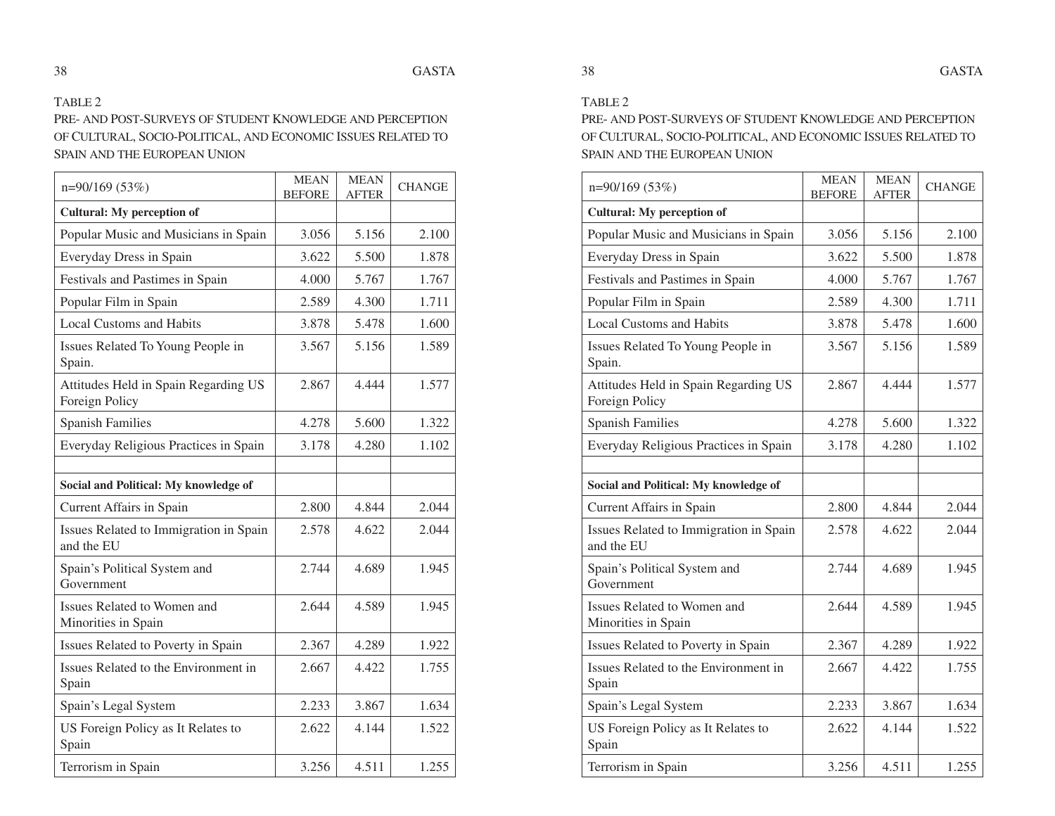TABLE 2

PRE- AND POST-SURVEYS OF STUDENT KNOWLEDGE AND PERCEPTION OF CULTURAL, SOCIO-POLITICAL, AND ECONOMIC ISSUES RELATED TO SPAIN AND THE EUROPEAN UNION

| n=90/169 (53%) | MEAN BEFORE | MEAN AFTER | CHANGE |
|---|---|---|---|
| **Cultural: My perception of** | | | |
| Popular Music and Musicians in Spain | 3.056 | 5.156 | 2.100 |
| Everyday Dress in Spain | 3.622 | 5.500 | 1.878 |
| Festivals and Pastimes in Spain | 4.000 | 5.767 | 1.767 |
| Popular Film in Spain | 2.589 | 4.300 | 1.711 |
| Local Customs and Habits | 3.878 | 5.478 | 1.600 |
| Issues Related To Young People in Spain. | 3.567 | 5.156 | 1.589 |
| Attitudes Held in Spain Regarding US Foreign Policy | 2.867 | 4.444 | 1.577 |
| Spanish Families | 4.278 | 5.600 | 1.322 |
| Everyday Religious Practices in Spain | 3.178 | 4.280 | 1.102 |
| | | | |
| **Social and Political: My knowledge of** | | | |
| Current Affairs in Spain | 2.800 | 4.844 | 2.044 |
| Issues Related to Immigration in Spain and the EU | 2.578 | 4.622 | 2.044 |
| Spain's Political System and Government | 2.744 | 4.689 | 1.945 |
| Issues Related to Women and Minorities in Spain | 2.644 | 4.589 | 1.945 |
| Issues Related to Poverty in Spain | 2.367 | 4.289 | 1.922 |
| Issues Related to the Environment in Spain | 2.667 | 4.422 | 1.755 |
| Spain's Legal System | 2.233 | 3.867 | 1.634 |
| US Foreign Policy as It Relates to Spain | 2.622 | 4.144 | 1.522 |
| Terrorism in Spain | 3.256 | 4.511 | 1.255 |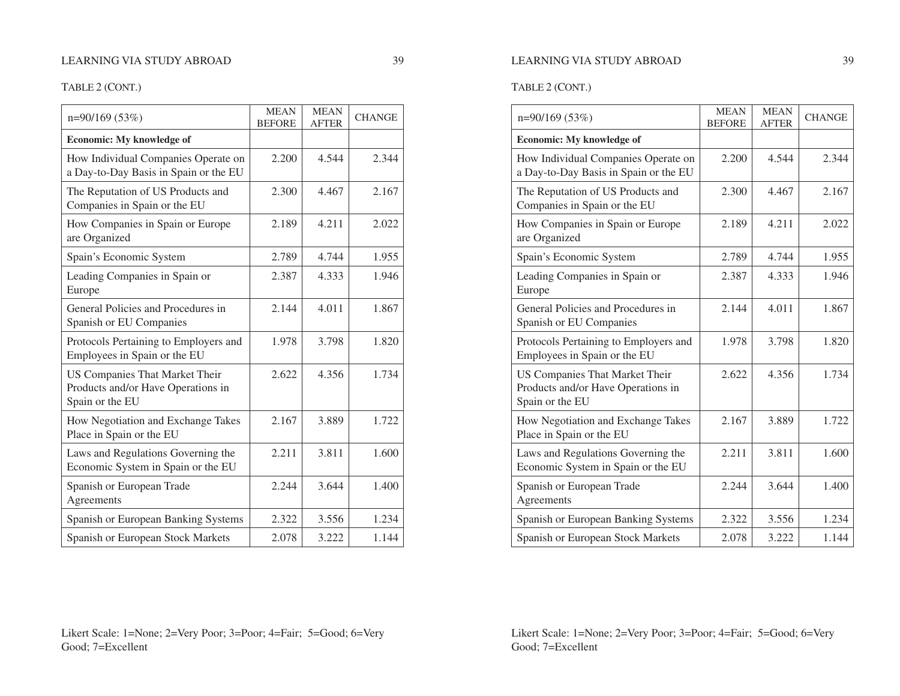TABLE 2 (CONT.)

| n=90/169 (53%) | MEAN BEFORE | MEAN AFTER | CHANGE |
|---|---|---|---|
| **Economic: My knowledge of** | | | |
| How Individual Companies Operate on a Day-to-Day Basis in Spain or the EU | 2.200 | 4.544 | 2.344 |
| The Reputation of US Products and Companies in Spain or the EU | 2.300 | 4.467 | 2.167 |
| How Companies in Spain or Europe are Organized | 2.189 | 4.211 | 2.022 |
| Spain's Economic System | 2.789 | 4.744 | 1.955 |
| Leading Companies in Spain or Europe | 2.387 | 4.333 | 1.946 |
| General Policies and Procedures in Spanish or EU Companies | 2.144 | 4.011 | 1.867 |
| Protocols Pertaining to Employers and Employees in Spain or the EU | 1.978 | 3.798 | 1.820 |
| US Companies That Market Their Products and/or Have Operations in Spain or the EU | 2.622 | 4.356 | 1.734 |
| How Negotiation and Exchange Takes Place in Spain or the EU | 2.167 | 3.889 | 1.722 |
| Laws and Regulations Governing the Economic System in Spain or the EU | 2.211 | 3.811 | 1.600 |
| Spanish or European Trade Agreements | 2.244 | 3.644 | 1.400 |
| Spanish or European Banking Systems | 2.322 | 3.556 | 1.234 |
| Spanish or European Stock Markets | 2.078 | 3.222 | 1.144 |

Likert Scale: 1=None; 2=Very Poor; 3=Poor; 4=Fair; 5=Good; 6=Very Good; 7=Excellent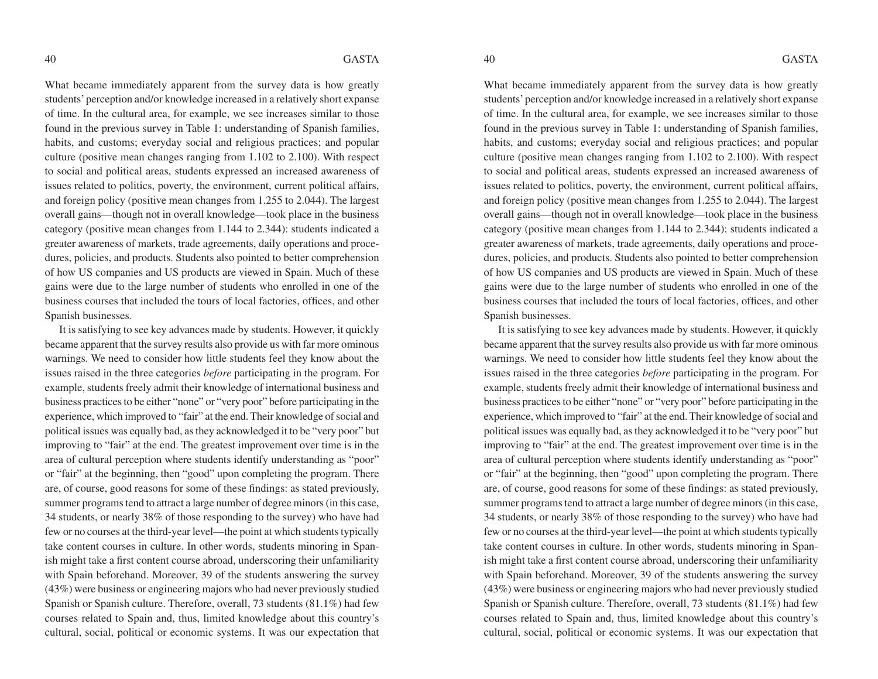What became immediately apparent from the survey data is how greatly students' perception and/or knowledge increased in a relatively short expanse of time. In the cultural area, for example, we see increases similar to those found in the previous survey in Table 1: understanding of Spanish families, habits, and customs; everyday social and religious practices; and popular culture (positive mean changes ranging from 1.102 to 2.100). With respect to social and political areas, students expressed an increased awareness of issues related to politics, poverty, the environment, current political affairs, and foreign policy (positive mean changes from 1.255 to 2.044). The largest overall gains—though not in overall knowledge—took place in the business category (positive mean changes from 1.144 to 2.344): students indicated a greater awareness of markets, trade agreements, daily operations and procedures, policies, and products. Students also pointed to better comprehension of how US companies and US products are viewed in Spain. Much of these gains were due to the large number of students who enrolled in one of the business courses that included the tours of local factories, offices, and other Spanish businesses.

It is satisfying to see key advances made by students. However, it quickly became apparent that the survey results also provide us with far more ominous warnings. We need to consider how little students feel they know about the issues raised in the three categories *before* participating in the program. For example, students freely admit their knowledge of international business and business practices to be either "none" or "very poor" before participating in the experience, which improved to "fair" at the end. Their knowledge of social and political issues was equally bad, as they acknowledged it to be "very poor" but improving to "fair" at the end. The greatest improvement over time is in the area of cultural perception where students identify understanding as "poor" or "fair" at the beginning, then "good" upon completing the program. There are, of course, good reasons for some of these findings: as stated previously, summer programs tend to attract a large number of degree minors (in this case, 34 students, or nearly 38% of those responding to the survey) who have had few or no courses at the third-year level—the point at which students typically take content courses in culture. In other words, students minoring in Spanish might take a first content course abroad, underscoring their unfamiliarity with Spain beforehand. Moreover, 39 of the students answering the survey (43%) were business or engineering majors who had never previously studied Spanish or Spanish culture. Therefore, overall, 73 students (81.1%) had few courses related to Spain and, thus, limited knowledge about this country's cultural, social, political or economic systems. It was our expectation that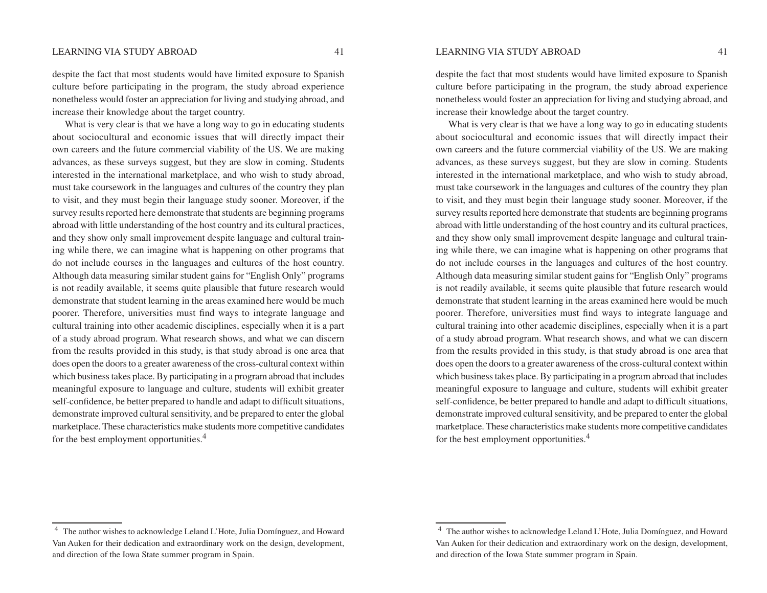despite the fact that most students would have limited exposure to Spanish culture before participating in the program, the study abroad experience nonetheless would foster an appreciation for living and studying abroad, and increase their knowledge about the target country.

What is very clear is that we have a long way to go in educating students about sociocultural and economic issues that will directly impact their own careers and the future commercial viability of the US. We are making advances, as these surveys suggest, but they are slow in coming. Students interested in the international marketplace, and who wish to study abroad, must take coursework in the languages and cultures of the country they plan to visit, and they must begin their language study sooner. Moreover, if the survey results reported here demonstrate that students are beginning programs abroad with little understanding of the host country and its cultural practices, and they show only small improvement despite language and cultural training while there, we can imagine what is happening on other programs that do not include courses in the languages and cultures of the host country. Although data measuring similar student gains for "English Only" programs is not readily available, it seems quite plausible that future research would demonstrate that student learning in the areas examined here would be much poorer. Therefore, universities must find ways to integrate language and cultural training into other academic disciplines, especially when it is a part of a study abroad program. What research shows, and what we can discern from the results provided in this study, is that study abroad is one area that does open the doors to a greater awareness of the cross-cultural context within which business takes place. By participating in a program abroad that includes meaningful exposure to language and culture, students will exhibit greater self-confidence, be better prepared to handle and adapt to difficult situations, demonstrate improved cultural sensitivity, and be prepared to enter the global marketplace. These characteristics make students more competitive candidates for the best employment opportunities.[4]

---

[4] The author wishes to acknowledge Leland L'Hote, Julia Domínguez, and Howard Van Auken for their dedication and extraordinary work on the design, development, and direction of the Iowa State summer program in Spain.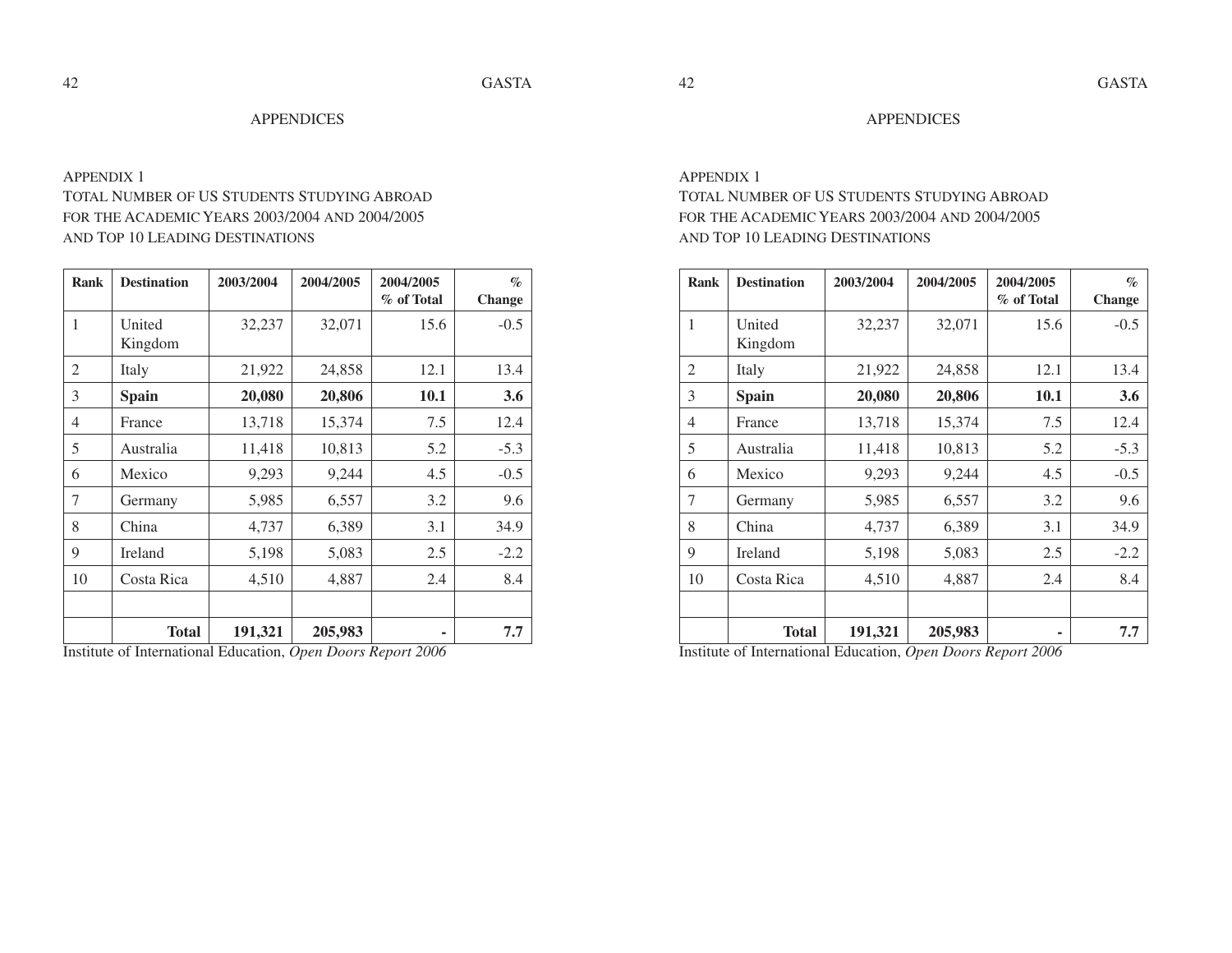## APPENDICES

### APPENDIX 1
### TOTAL NUMBER OF US STUDENTS STUDYING ABROAD FOR THE ACADEMIC YEARS 2003/2004 AND 2004/2005 AND TOP 10 LEADING DESTINATIONS

| Rank | Destination | 2003/2004 | 2004/2005 | 2004/2005 % of Total | % Change |
|---|---|---|---|---|---|
| 1 | United Kingdom | 32,237 | 32,071 | 15.6 | -0.5 |
| 2 | Italy | 21,922 | 24,858 | 12.1 | 13.4 |
| 3 | **Spain** | **20,080** | **20,806** | **10.1** | **3.6** |
| 4 | France | 13,718 | 15,374 | 7.5 | 12.4 |
| 5 | Australia | 11,418 | 10,813 | 5.2 | -5.3 |
| 6 | Mexico | 9,293 | 9,244 | 4.5 | -0.5 |
| 7 | Germany | 5,985 | 6,557 | 3.2 | 9.6 |
| 8 | China | 4,737 | 6,389 | 3.1 | 34.9 |
| 9 | Ireland | 5,198 | 5,083 | 2.5 | -2.2 |
| 10 | Costa Rica | 4,510 | 4,887 | 2.4 | 8.4 |
| | | | | | |
| | **Total** | **191,321** | **205,983** | **-** | **7.7** |

Institute of International Education, *Open Doors Report 2006*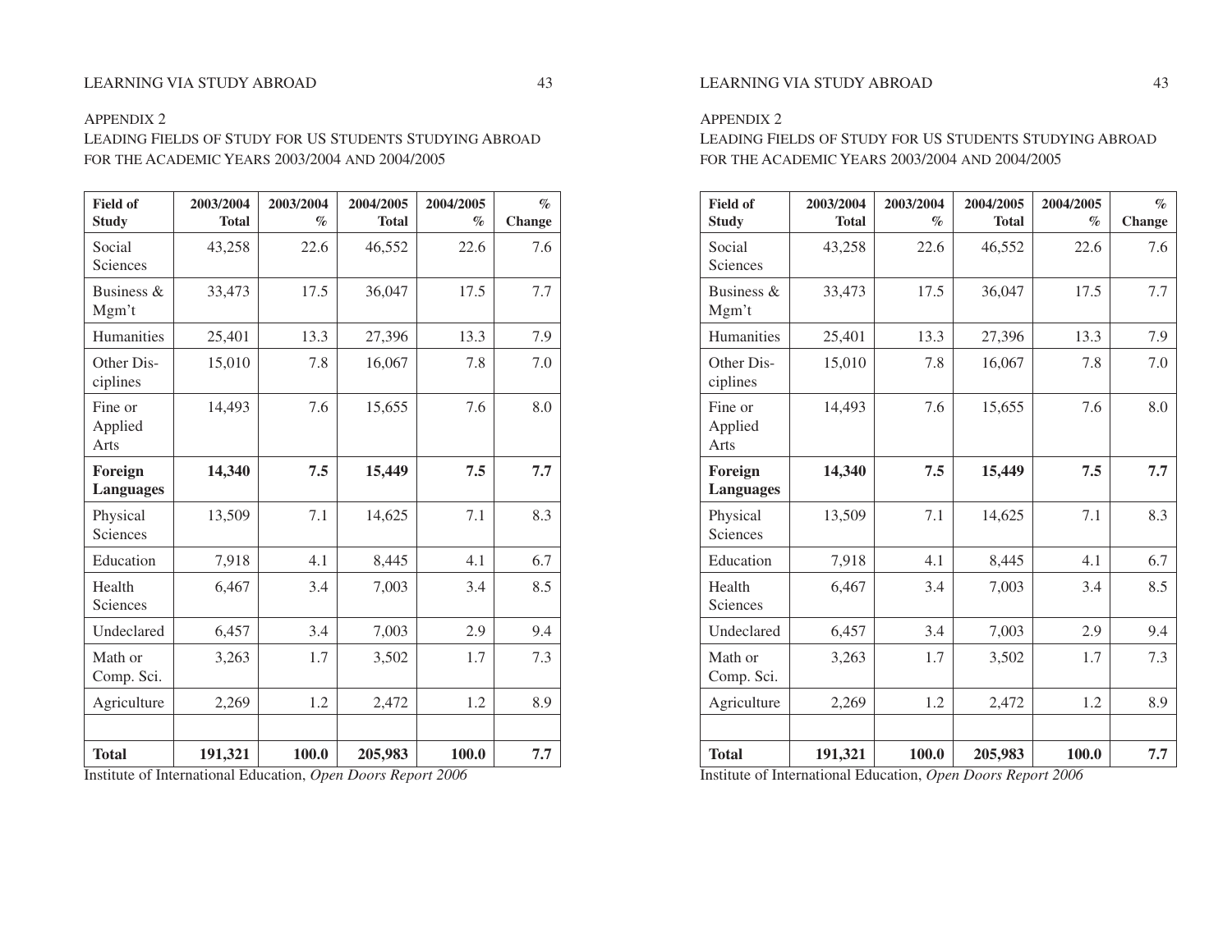APPENDIX 2

LEADING FIELDS OF STUDY FOR US STUDENTS STUDYING ABROAD FOR THE ACADEMIC YEARS 2003/2004 AND 2004/2005

| Field of Study | 2003/2004 Total | 2003/2004 % | 2004/2005 Total | 2004/2005 % | % Change |
|---|---|---|---|---|---|
| Social Sciences | 43,258 | 22.6 | 46,552 | 22.6 | 7.6 |
| Business & Mgm't | 33,473 | 17.5 | 36,047 | 17.5 | 7.7 |
| Humanities | 25,401 | 13.3 | 27,396 | 13.3 | 7.9 |
| Other Disciplines | 15,010 | 7.8 | 16,067 | 7.8 | 7.0 |
| Fine or Applied Arts | 14,493 | 7.6 | 15,655 | 7.6 | 8.0 |
| **Foreign Languages** | **14,340** | **7.5** | **15,449** | **7.5** | **7.7** |
| Physical Sciences | 13,509 | 7.1 | 14,625 | 7.1 | 8.3 |
| Education | 7,918 | 4.1 | 8,445 | 4.1 | 6.7 |
| Health Sciences | 6,467 | 3.4 | 7,003 | 3.4 | 8.5 |
| Undeclared | 6,457 | 3.4 | 7,003 | 2.9 | 9.4 |
| Math or Comp. Sci. | 3,263 | 1.7 | 3,502 | 1.7 | 7.3 |
| Agriculture | 2,269 | 1.2 | 2,472 | 1.2 | 8.9 |
| | | | | | |
| **Total** | **191,321** | **100.0** | **205,983** | **100.0** | **7.7** |

Institute of International Education, *Open Doors Report 2006*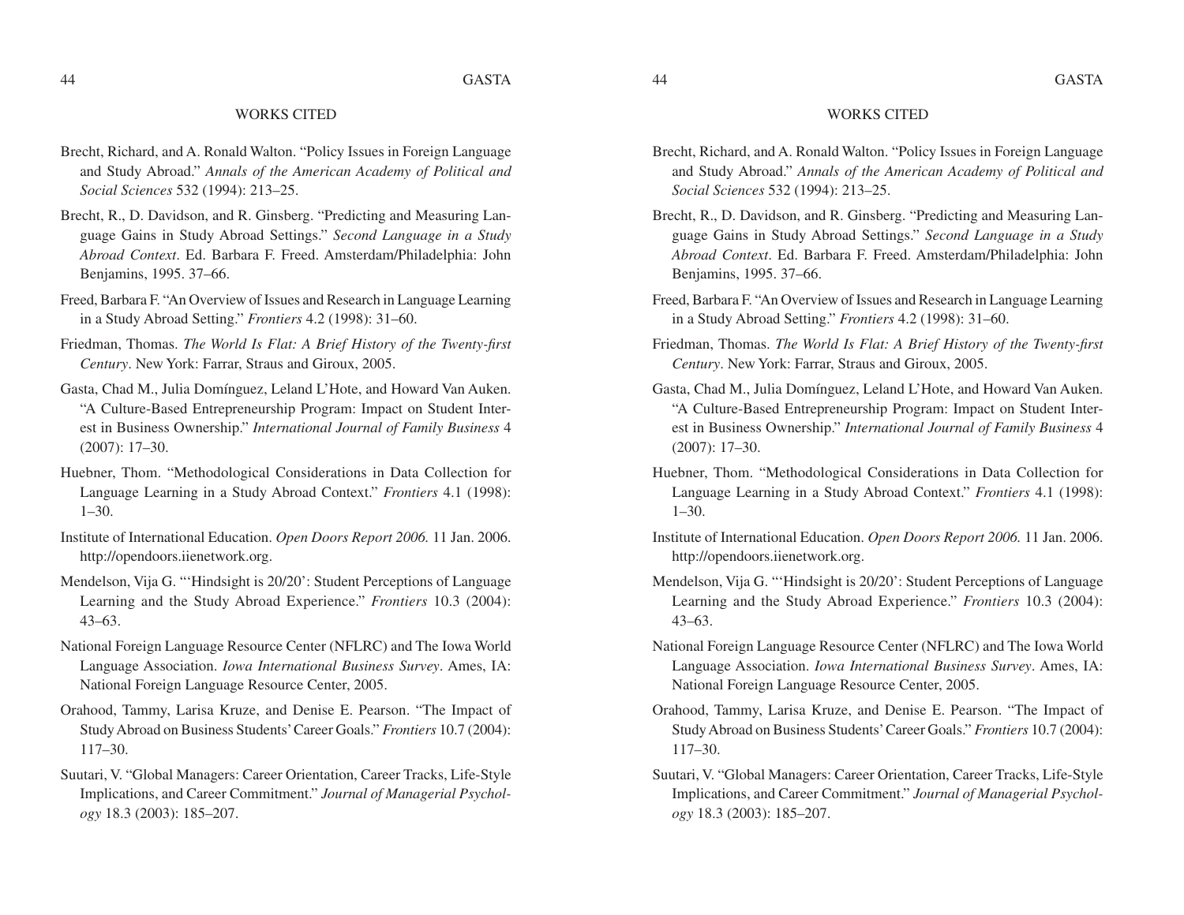## WORKS CITED

Brecht, Richard, and A. Ronald Walton. "Policy Issues in Foreign Language and Study Abroad." *Annals of the American Academy of Political and Social Sciences* 532 (1994): 213–25.

Brecht, R., D. Davidson, and R. Ginsberg. "Predicting and Measuring Language Gains in Study Abroad Settings." *Second Language in a Study Abroad Context*. Ed. Barbara F. Freed. Amsterdam/Philadelphia: John Benjamins, 1995. 37–66.

Freed, Barbara F. "An Overview of Issues and Research in Language Learning in a Study Abroad Setting." *Frontiers* 4.2 (1998): 31–60.

Friedman, Thomas. *The World Is Flat: A Brief History of the Twenty-first Century*. New York: Farrar, Straus and Giroux, 2005.

Gasta, Chad M., Julia Domínguez, Leland L'Hote, and Howard Van Auken. "A Culture-Based Entrepreneurship Program: Impact on Student Interest in Business Ownership." *International Journal of Family Business* 4 (2007): 17–30.

Huebner, Thom. "Methodological Considerations in Data Collection for Language Learning in a Study Abroad Context." *Frontiers* 4.1 (1998): 1–30.

Institute of International Education. *Open Doors Report 2006.* 11 Jan. 2006. http://opendoors.iienetwork.org.

Mendelson, Vija G. "'Hindsight is 20/20': Student Perceptions of Language Learning and the Study Abroad Experience." *Frontiers* 10.3 (2004): 43–63.

National Foreign Language Resource Center (NFLRC) and The Iowa World Language Association. *Iowa International Business Survey*. Ames, IA: National Foreign Language Resource Center, 2005.

Orahood, Tammy, Larisa Kruze, and Denise E. Pearson. "The Impact of Study Abroad on Business Students' Career Goals." *Frontiers* 10.7 (2004): 117–30.

Suutari, V. "Global Managers: Career Orientation, Career Tracks, Life-Style Implications, and Career Commitment." *Journal of Managerial Psychology* 18.3 (2003): 185–207.